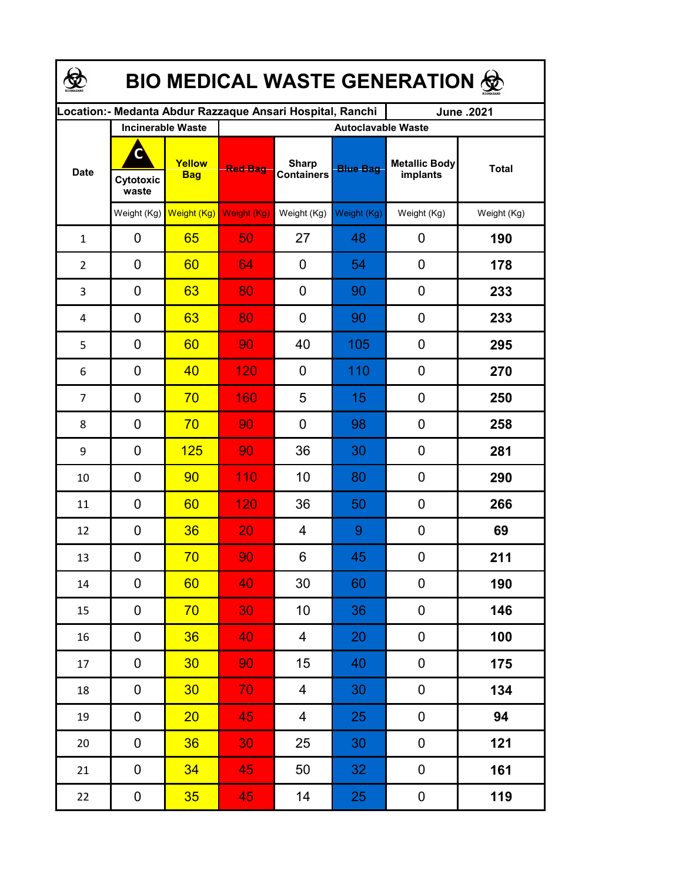# BIO MEDICAL WASTE GENERATION

| Location:- Medanta Abdur Razzaque Ansari Hospital, Ranchi | | | | | | | June .2021 |
|---|---|---|---|---|---|---|---|
| Date | Incinerable Waste | | Autoclavable Waste | | | | |
| | Cytotoxic waste | Yellow Bag | Red Bag | Sharp Containers | Blue Bag | Metallic Body implants | Total |
| | Weight (Kg) | Weight (Kg) | Weight (Kg) | Weight (Kg) | Weight (Kg) | Weight (Kg) | Weight (Kg) |
| 1 | 0 | 65 | 50 | 27 | 48 | 0 | **190** |
| 2 | 0 | 60 | 64 | 0 | 54 | 0 | **178** |
| 3 | 0 | 63 | 80 | 0 | 90 | 0 | **233** |
| 4 | 0 | 63 | 80 | 0 | 90 | 0 | **233** |
| 5 | 0 | 60 | 90 | 40 | 105 | 0 | **295** |
| 6 | 0 | 40 | 120 | 0 | 110 | 0 | **270** |
| 7 | 0 | 70 | 160 | 5 | 15 | 0 | **250** |
| 8 | 0 | 70 | 90 | 0 | 98 | 0 | **258** |
| 9 | 0 | 125 | 90 | 36 | 30 | 0 | **281** |
| 10 | 0 | 90 | 110 | 10 | 80 | 0 | **290** |
| 11 | 0 | 60 | 120 | 36 | 50 | 0 | **266** |
| 12 | 0 | 36 | 20 | 4 | 9 | 0 | **69** |
| 13 | 0 | 70 | 90 | 6 | 45 | 0 | **211** |
| 14 | 0 | 60 | 40 | 30 | 60 | 0 | **190** |
| 15 | 0 | 70 | 30 | 10 | 36 | 0 | **146** |
| 16 | 0 | 36 | 40 | 4 | 20 | 0 | **100** |
| 17 | 0 | 30 | 90 | 15 | 40 | 0 | **175** |
| 18 | 0 | 30 | 70 | 4 | 30 | 0 | **134** |
| 19 | 0 | 20 | 45 | 4 | 25 | 0 | **94** |
| 20 | 0 | 36 | 30 | 25 | 30 | 0 | **121** |
| 21 | 0 | 34 | 45 | 50 | 32 | 0 | **161** |
| 22 | 0 | 35 | 45 | 14 | 25 | 0 | **119** |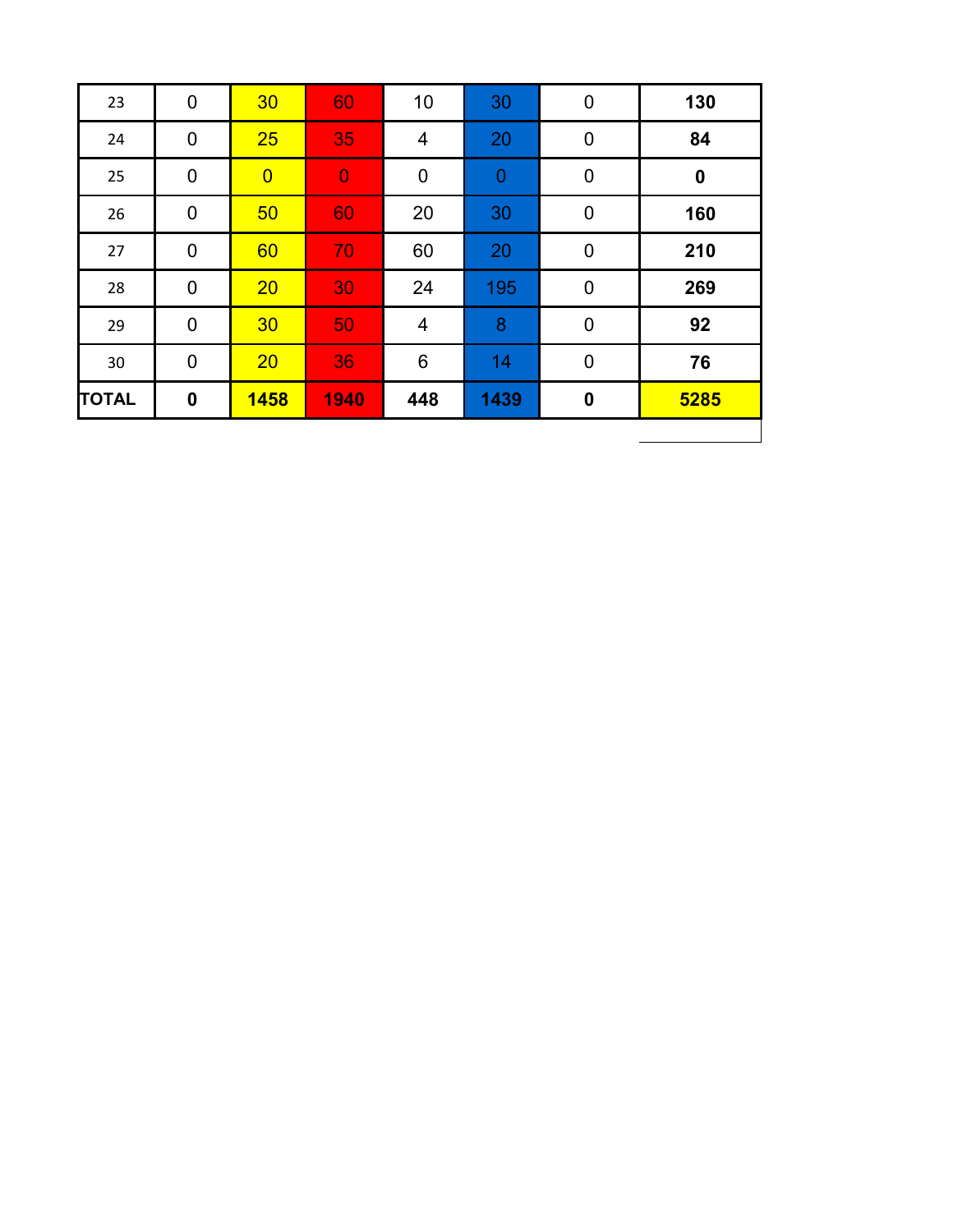| | | | | | | | |
|---|---|---|---|---|---|---|---|
| 23 | 0 | 30 | 60 | 10 | 30 | 0 | **130** |
| 24 | 0 | 25 | 35 | 4 | 20 | 0 | **84** |
| 25 | 0 | 0 | 0 | 0 | 0 | 0 | **0** |
| 26 | 0 | 50 | 60 | 20 | 30 | 0 | **160** |
| 27 | 0 | 60 | 70 | 60 | 20 | 0 | **210** |
| 28 | 0 | 20 | 30 | 24 | 195 | 0 | **269** |
| 29 | 0 | 30 | 50 | 4 | 8 | 0 | **92** |
| 30 | 0 | 20 | 36 | 6 | 14 | 0 | **76** |
| **TOTAL** | **0** | **1458** | **1940** | **448** | **1439** | **0** | **5285** |